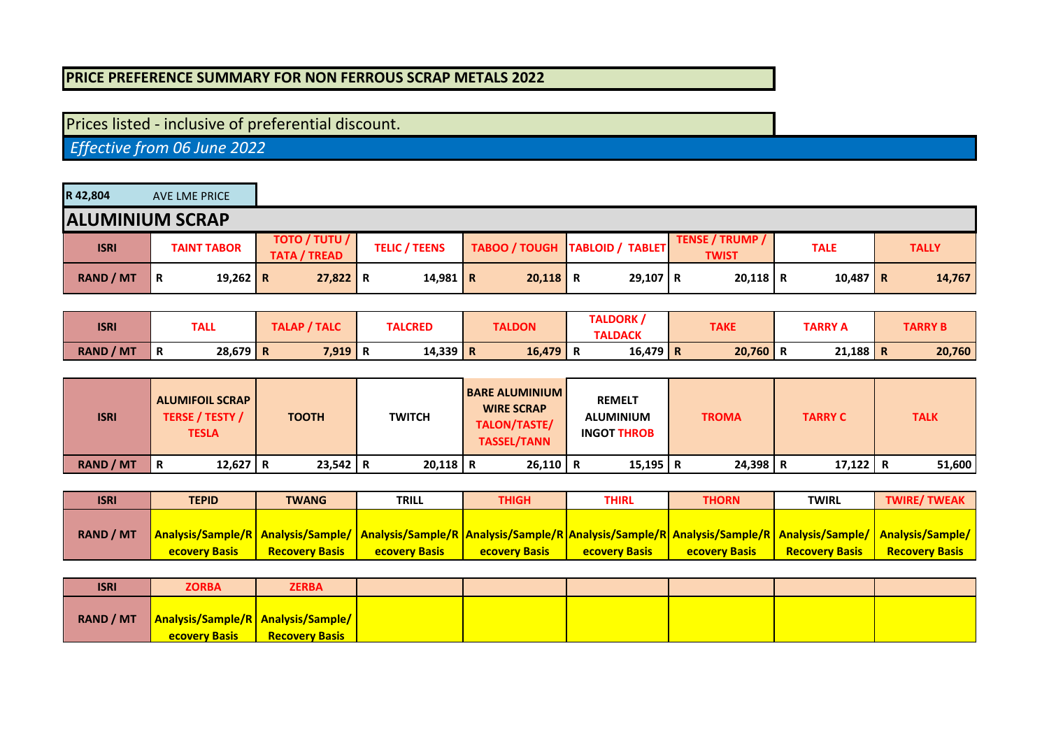**PRICE PREFERENCE SUMMARY FOR NON FERROUS SCRAP METALS 2022**

Prices listed - inclusive of preferential discount.

*Effective from 06 June 2022*

| R 42,804 | AVE LME PRICE |
|---|---|

## ALUMINIUM SCRAP

| ISRI | TAINT TABOR | TOTO / TUTU / TATA / TREAD | TELIC / TEENS | TABOO / TOUGH | TABLOID / TABLET | TENSE / TRUMP / TWIST | TALE | TALLY |
|---|---|---|---|---|---|---|---|---|
| RAND / MT | R 19,262 | R 27,822 | R 14,981 | R 20,118 | R 29,107 | R 20,118 | R 10,487 | R 14,767 |

| ISRI | TALL | TALAP / TALC | TALCRED | TALDON | TALDORK / TALDACK | TAKE | TARRY A | TARRY B |
|---|---|---|---|---|---|---|---|---|
| RAND / MT | R 28,679 | R 7,919 | R 14,339 | R 16,479 | R 16,479 | R 20,760 | R 21,188 | R 20,760 |

| ISRI | ALUMIFOIL SCRAP TERSE / TESTY / TESLA | TOOTH | TWITCH | BARE ALUMINIUM WIRE SCRAP TALON/TASTE/ TASSEL/TANN | REMELT ALUMINIUM INGOT THROB | TROMA | TARRY C | TALK |
|---|---|---|---|---|---|---|---|---|
| RAND / MT | R 12,627 | R 23,542 | R 20,118 | R 26,110 | R 15,195 | R 24,398 | R 17,122 | R 51,600 |

| ISRI | TEPID | TWANG | TRILL | THIGH | THIRL | THORN | TWIRL | TWIRE/ TWEAK |
|---|---|---|---|---|---|---|---|---|
| RAND / MT | Analysis/Sample/Recovery Basis | Analysis/Sample/Recovery Basis | Analysis/Sample/Recovery Basis | Analysis/Sample/Recovery Basis | Analysis/Sample/Recovery Basis | Analysis/Sample/Recovery Basis | Analysis/Sample/Recovery Basis | Analysis/Sample/Recovery Basis |

| ISRI | ZORBA | ZERBA | | | | | | |
|---|---|---|---|---|---|---|---|---|
| RAND / MT | Analysis/Sample/Recovery Basis | Analysis/Sample/Recovery Basis | | | | | | |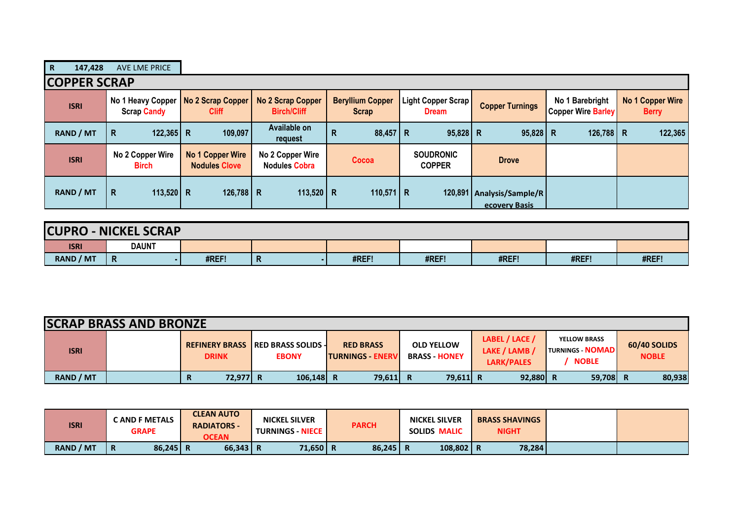| R | 147,428 | AVE LME PRICE |
|---|---|---|

## COPPER SCRAP

| ISRI | No 1 Heavy Copper Scrap Candy | No 2 Scrap Copper Cliff | No 2 Scrap Copper Birch/Cliff | Beryllium Copper Scrap | Light Copper Scrap Dream | Copper Turnings | No 1 Barebright Copper Wire Barley | No 1 Copper Wire Berry |
|---|---|---|---|---|---|---|---|---|
| RAND / MT | R 122,365 | R 109,097 | Available on request | R 88,457 | R 95,828 | R 95,828 | R 126,788 | R 122,365 |
| ISRI | No 2 Copper Wire Birch | No 1 Copper Wire Nodules Clove | No 2 Copper Wire Nodules Cobra | Cocoa | SOUDRONIC COPPER | Drove | | |
| RAND / MT | R 113,520 | R 126,788 | R 113,520 | R 110,571 | R 120,891 | Analysis/Sample/Recovery Basis | | |

## CUPRO - NICKEL SCRAP

| ISRI | DAUNT | | | | | | | |
|---|---|---|---|---|---|---|---|---|
| RAND / MT | R - | #REF! | R - | #REF! | #REF! | #REF! | #REF! | #REF! |

## SCRAP BRASS AND BRONZE

| ISRI | | REFINERY BRASS DRINK | RED BRASS SOLIDS - EBONY | RED BRASS TURNINGS - ENERV | OLD YELLOW BRASS - HONEY | LABEL / LACE / LAKE / LAMB / LARK/PALES | YELLOW BRASS TURNINGS - NOMAD / NOBLE | 60/40 SOLIDS NOBLE |
|---|---|---|---|---|---|---|---|---|
| RAND / MT | | R 72,977 | R 106,148 | R 79,611 | R 79,611 | R 92,880 | R 59,708 | R 80,938 |

| ISRI | C AND F METALS GRAPE | CLEAN AUTO RADIATORS - OCEAN | NICKEL SILVER TURNINGS - NIECE | PARCH | NICKEL SILVER SOLIDS MALIC | BRASS SHAVINGS NIGHT | | |
|---|---|---|---|---|---|---|---|---|
| RAND / MT | R 86,245 | R 66,343 | R 71,650 | R 86,245 | R 108,802 | R 78,284 | | |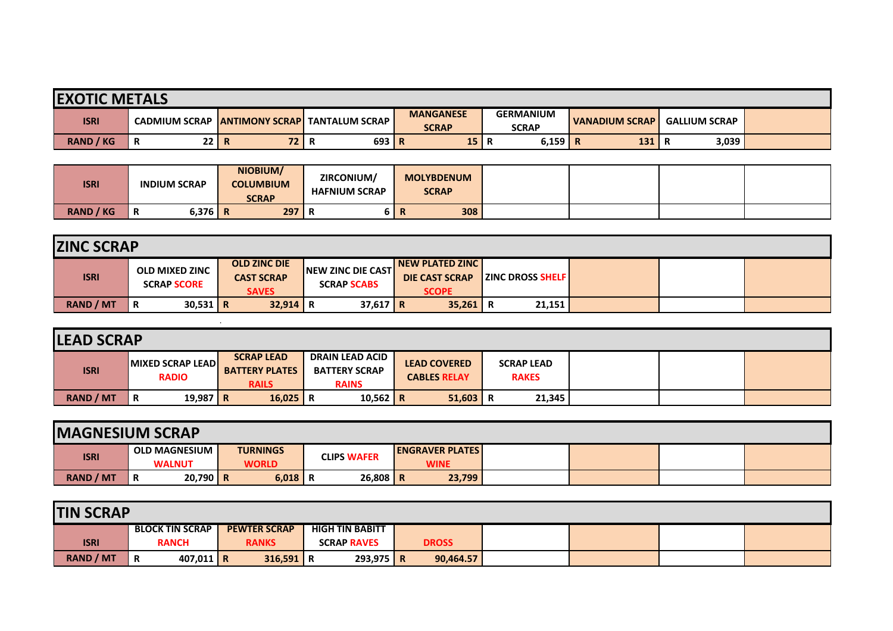## EXOTIC METALS

| ISRI | CADMIUM SCRAP | ANTIMONY SCRAP | TANTALUM SCRAP | MANGANESE SCRAP | GERMANIUM SCRAP | VANADIUM SCRAP | GALLIUM SCRAP | |
|---|---|---|---|---|---|---|---|---|
| RAND / KG | R 22 | R 72 | R 693 | R 15 | R 6,159 | R 131 | R 3,039 | |

| ISRI | INDIUM SCRAP | NIOBIUM/ COLUMBIUM SCRAP | ZIRCONIUM/ HAFNIUM SCRAP | MOLYBDENUM SCRAP | | | | |
|---|---|---|---|---|---|---|---|---|
| RAND / KG | R 6,376 | R 297 | R 6 | R 308 | | | | |

## ZINC SCRAP

| ISRI | OLD MIXED ZINC SCRAP SCORE | OLD ZINC DIE CAST SCRAP SAVES | NEW ZINC DIE CAST SCRAP SCABS | NEW PLATED ZINC DIE CAST SCRAP SCOPE | ZINC DROSS SHELF | | | |
|---|---|---|---|---|---|---|---|---|
| RAND / MT | R 30,531 | R 32,914 | R 37,617 | R 35,261 | R 21,151 | | | |

## LEAD SCRAP

| ISRI | MIXED SCRAP LEAD RADIO | SCRAP LEAD BATTERY PLATES RAILS | DRAIN LEAD ACID BATTERY SCRAP RAINS | LEAD COVERED CABLES RELAY | SCRAP LEAD RAKES | | | |
|---|---|---|---|---|---|---|---|---|
| RAND / MT | R 19,987 | R 16,025 | R 10,562 | R 51,603 | R 21,345 | | | |

## MAGNESIUM SCRAP

| ISRI | OLD MAGNESIUM WALNUT | TURNINGS WORLD | CLIPS WAFER | ENGRAVER PLATES WINE | | | | |
|---|---|---|---|---|---|---|---|---|
| RAND / MT | R 20,790 | R 6,018 | R 26,808 | R 23,799 | | | | |

## TIN SCRAP

| ISRI | BLOCK TIN SCRAP RANCH | PEWTER SCRAP RANKS | HIGH TIN BABITT SCRAP RAVES | DROSS | | | | |
|---|---|---|---|---|---|---|---|---|
| RAND / MT | R 407,011 | R 316,591 | R 293,975 | R 90,464.57 | | | | |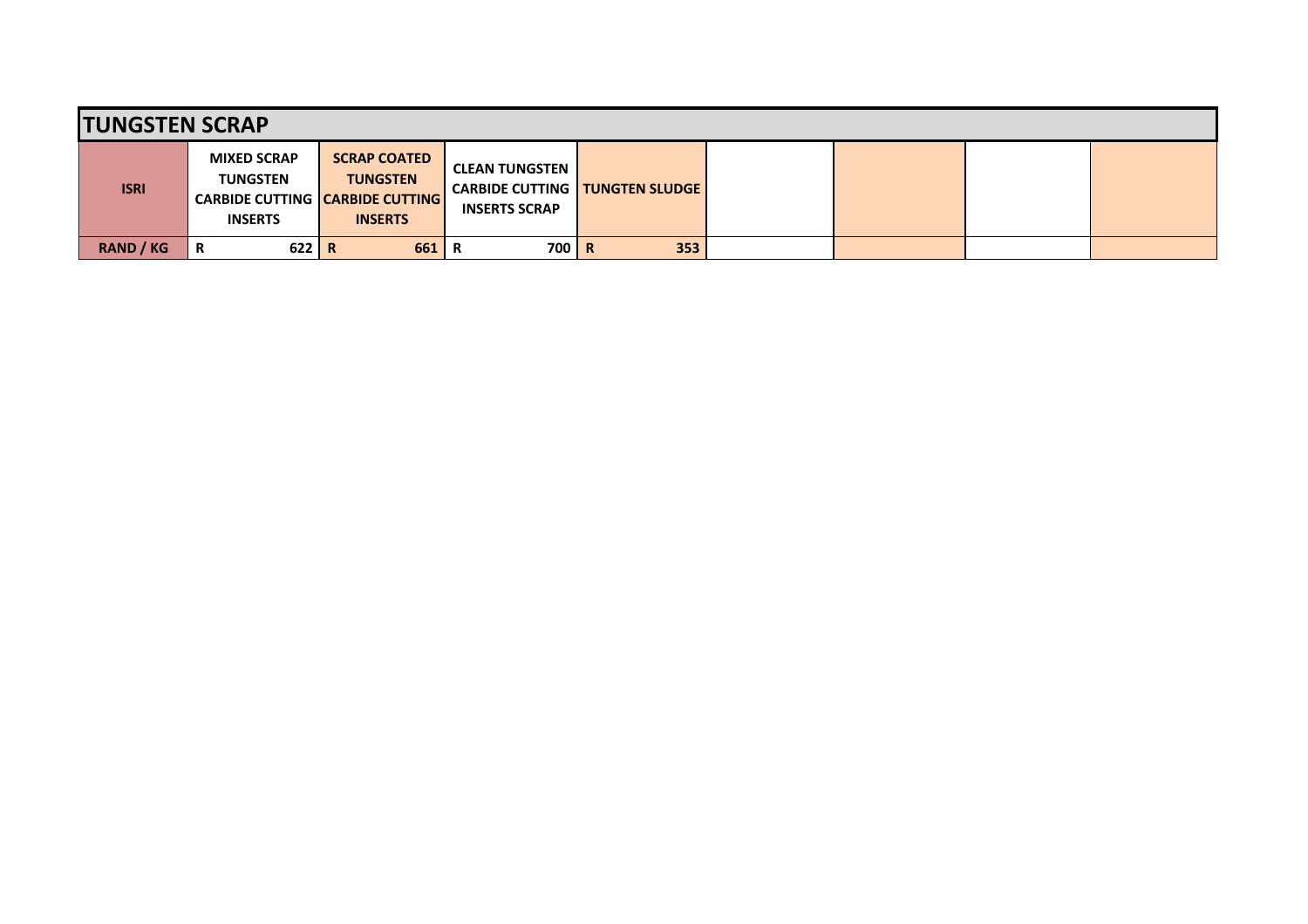## TUNGSTEN SCRAP

| ISRI | MIXED SCRAP TUNGSTEN CARBIDE CUTTING INSERTS | SCRAP COATED TUNGSTEN CARBIDE CUTTING INSERTS | CLEAN TUNGSTEN CARBIDE CUTTING INSERTS SCRAP | TUNGTEN SLUDGE | | | | |
|---|---|---|---|---|---|---|---|---|
| RAND / KG | R 622 | R 661 | R 700 | R 353 | | | | |